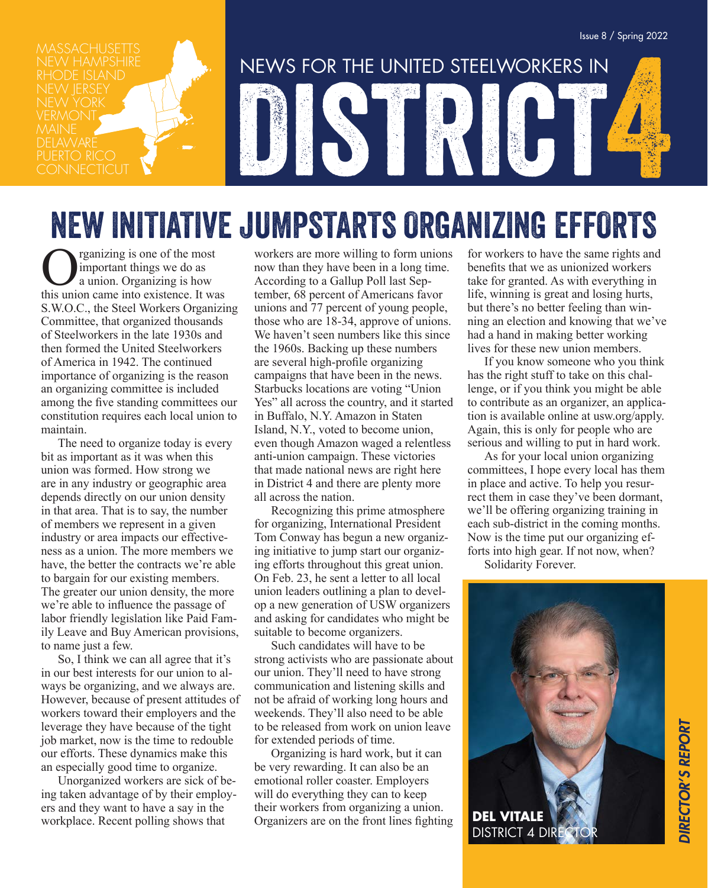MASSACHUSETTS
NEW HAMPSHIRE
RHODE ISLAND
NEW JERSEY
NEW YORK
VERMONT
MAINE
DELAWARE
PUERTO RICO
CONNECTICUT

Issue 8 / Spring 2022

NEWS FOR THE UNITED STEELWORKERS IN

# DISTRICT 4

## NEW INITIATIVE JUMPSTARTS ORGANIZING EFFORTS

Organizing is one of the most important things we do as a union. Organizing is how this union came into existence. It was S.W.O.C., the Steel Workers Organizing Committee, that organized thousands of Steelworkers in the late 1930s and then formed the United Steelworkers of America in 1942. The continued importance of organizing is the reason an organizing committee is included among the five standing committees our constitution requires each local union to maintain.

The need to organize today is every bit as important as it was when this union was formed. How strong we are in any industry or geographic area depends directly on our union density in that area. That is to say, the number of members we represent in a given industry or area impacts our effectiveness as a union. The more members we have, the better the contracts we're able to bargain for our existing members. The greater our union density, the more we're able to influence the passage of labor friendly legislation like Paid Family Leave and Buy American provisions, to name just a few.

So, I think we can all agree that it's in our best interests for our union to always be organizing, and we always are. However, because of present attitudes of workers toward their employers and the leverage they have because of the tight job market, now is the time to redouble our efforts. These dynamics make this an especially good time to organize.

Unorganized workers are sick of being taken advantage of by their employers and they want to have a say in the workplace. Recent polling shows that workers are more willing to form unions now than they have been in a long time. According to a Gallup Poll last September, 68 percent of Americans favor unions and 77 percent of young people, those who are 18-34, approve of unions. We haven't seen numbers like this since the 1960s. Backing up these numbers are several high-profile organizing campaigns that have been in the news. Starbucks locations are voting "Union Yes" all across the country, and it started in Buffalo, N.Y. Amazon in Staten Island, N.Y., voted to become union, even though Amazon waged a relentless anti-union campaign. These victories that made national news are right here in District 4 and there are plenty more all across the nation.

Recognizing this prime atmosphere for organizing, International President Tom Conway has begun a new organizing initiative to jump start our organizing efforts throughout this great union. On Feb. 23, he sent a letter to all local union leaders outlining a plan to develop a new generation of USW organizers and asking for candidates who might be suitable to become organizers.

Such candidates will have to be strong activists who are passionate about our union. They'll need to have strong communication and listening skills and not be afraid of working long hours and weekends. They'll also need to be able to be released from work on union leave for extended periods of time.

Organizing is hard work, but it can be very rewarding. It can also be an emotional roller coaster. Employers will do everything they can to keep their workers from organizing a union. Organizers are on the front lines fighting for workers to have the same rights and benefits that we as unionized workers take for granted. As with everything in life, winning is great and losing hurts, but there's no better feeling than winning an election and knowing that we've had a hand in making better working lives for these new union members.

If you know someone who you think has the right stuff to take on this challenge, or if you think you might be able to contribute as an organizer, an application is available online at usw.org/apply. Again, this is only for people who are serious and willing to put in hard work.

As for your local union organizing committees, I hope every local has them in place and active. To help you resurrect them in case they've been dormant, we'll be offering organizing training in each sub-district in the coming months. Now is the time put our organizing efforts into high gear. If not now, when?

Solidarity Forever.

**DEL VITALE**
DISTRICT 4 DIRECTOR

*DIRECTOR'S REPORT*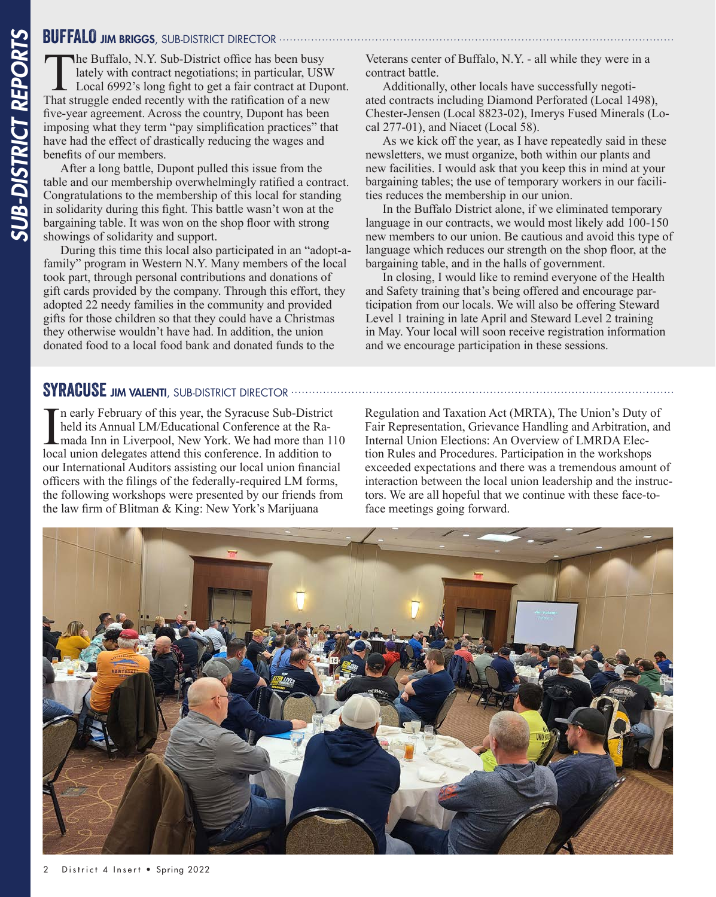## BUFFALO JIM BRIGGS, SUB-DISTRICT DIRECTOR

The Buffalo, N.Y. Sub-District office has been busy lately with contract negotiations; in particular, USW Local 6992's long fight to get a fair contract at Dupont. That struggle ended recently with the ratification of a new five-year agreement. Across the country, Dupont has been imposing what they term "pay simplification practices" that have had the effect of drastically reducing the wages and benefits of our members.

After a long battle, Dupont pulled this issue from the table and our membership overwhelmingly ratified a contract. Congratulations to the membership of this local for standing in solidarity during this fight. This battle wasn't won at the bargaining table. It was won on the shop floor with strong showings of solidarity and support.

During this time this local also participated in an "adopt-a-family" program in Western N.Y. Many members of the local took part, through personal contributions and donations of gift cards provided by the company. Through this effort, they adopted 22 needy families in the community and provided gifts for those children so that they could have a Christmas they otherwise wouldn't have had. In addition, the union donated food to a local food bank and donated funds to the Veterans center of Buffalo, N.Y. - all while they were in a contract battle.

Additionally, other locals have successfully negotiated contracts including Diamond Perforated (Local 1498), Chester-Jensen (Local 8823-02), Imerys Fused Minerals (Local 277-01), and Niacet (Local 58).

As we kick off the year, as I have repeatedly said in these newsletters, we must organize, both within our plants and new facilities. I would ask that you keep this in mind at your bargaining tables; the use of temporary workers in our facilities reduces the membership in our union.

In the Buffalo District alone, if we eliminated temporary language in our contracts, we would most likely add 100-150 new members to our union. Be cautious and avoid this type of language which reduces our strength on the shop floor, at the bargaining table, and in the halls of government.

In closing, I would like to remind everyone of the Health and Safety training that's being offered and encourage participation from our locals. We will also be offering Steward Level 1 training in late April and Steward Level 2 training in May. Your local will soon receive registration information and we encourage participation in these sessions.

## SYRACUSE JIM VALENTI, SUB-DISTRICT DIRECTOR

In early February of this year, the Syracuse Sub-District held its Annual LM/Educational Conference at the Ramada Inn in Liverpool, New York. We had more than 110 local union delegates attend this conference. In addition to our International Auditors assisting our local union financial officers with the filings of the federally-required LM forms, the following workshops were presented by our friends from the law firm of Blitman & King: New York's Marijuana Regulation and Taxation Act (MRTA), The Union's Duty of Fair Representation, Grievance Handling and Arbitration, and Internal Union Elections: An Overview of LMRDA Election Rules and Procedures. Participation in the workshops exceeded expectations and there was a tremendous amount of interaction between the local union leadership and the instructors. We are all hopeful that we continue with these face-to-face meetings going forward.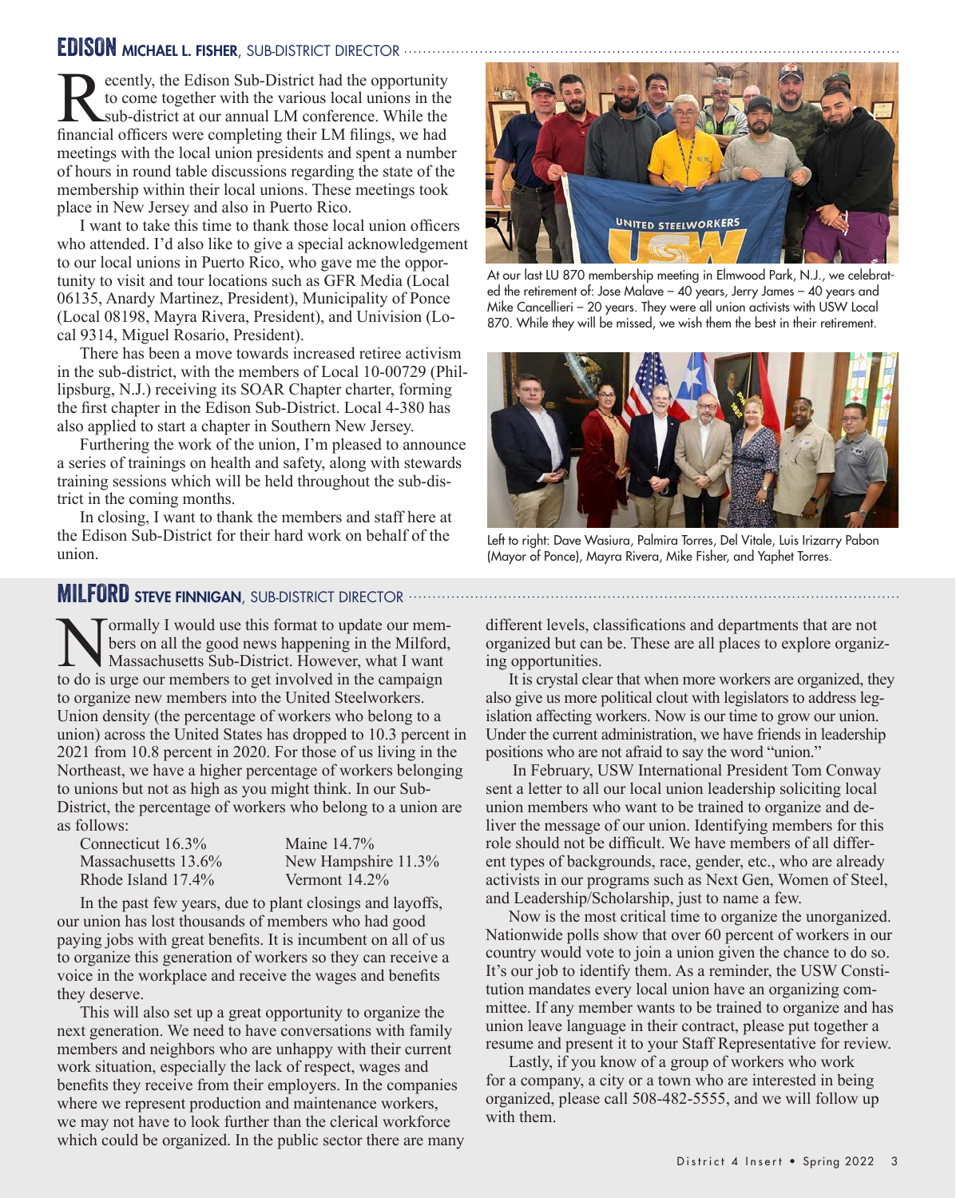## EDISON MICHAEL L. FISHER, SUB-DISTRICT DIRECTOR

Recently, the Edison Sub-District had the opportunity to come together with the various local unions in the sub-district at our annual LM conference. While the financial officers were completing their LM filings, we had meetings with the local union presidents and spent a number of hours in round table discussions regarding the state of the membership within their local unions. These meetings took place in New Jersey and also in Puerto Rico.

I want to take this time to thank those local union officers who attended. I'd also like to give a special acknowledgement to our local unions in Puerto Rico, who gave me the opportunity to visit and tour locations such as GFR Media (Local 06135, Anardy Martinez, President), Municipality of Ponce (Local 08198, Mayra Rivera, President), and Univision (Local 9314, Miguel Rosario, President).

There has been a move towards increased retiree activism in the sub-district, with the members of Local 10-00729 (Phillipsburg, N.J.) receiving its SOAR Chapter charter, forming the first chapter in the Edison Sub-District. Local 4-380 has also applied to start a chapter in Southern New Jersey.

Furthering the work of the union, I'm pleased to announce a series of trainings on health and safety, along with stewards training sessions which will be held throughout the sub-district in the coming months.

In closing, I want to thank the members and staff here at the Edison Sub-District for their hard work on behalf of the union.

At our last LU 870 membership meeting in Elmwood Park, N.J., we celebrated the retirement of: Jose Malave – 40 years, Jerry James – 40 years and Mike Cancellieri – 20 years. They were all union activists with USW Local 870. While they will be missed, we wish them the best in their retirement.

Left to right: Dave Wasiura, Palmira Torres, Del Vitale, Luis Irizarry Pabon (Mayor of Ponce), Mayra Rivera, Mike Fisher, and Yaphet Torres.

## MILFORD STEVE FINNIGAN, SUB-DISTRICT DIRECTOR

Normally I would use this format to update our members on all the good news happening in the Milford, Massachusetts Sub-District. However, what I want to do is urge our members to get involved in the campaign to organize new members into the United Steelworkers. Union density (the percentage of workers who belong to a union) across the United States has dropped to 10.3 percent in 2021 from 10.8 percent in 2020. For those of us living in the Northeast, we have a higher percentage of workers belonging to unions but not as high as you might think. In our Sub-District, the percentage of workers who belong to a union are as follows:

| | |
|---|---|
| Connecticut 16.3% | Maine 14.7% |
| Massachusetts 13.6% | New Hampshire 11.3% |
| Rhode Island 17.4% | Vermont 14.2% |

In the past few years, due to plant closings and layoffs, our union has lost thousands of members who had good paying jobs with great benefits. It is incumbent on all of us to organize this generation of workers so they can receive a voice in the workplace and receive the wages and benefits they deserve.

This will also set up a great opportunity to organize the next generation. We need to have conversations with family members and neighbors who are unhappy with their current work situation, especially the lack of respect, wages and benefits they receive from their employers. In the companies where we represent production and maintenance workers, we may not have to look further than the clerical workforce which could be organized. In the public sector there are many different levels, classifications and departments that are not organized but can be. These are all places to explore organizing opportunities.

It is crystal clear that when more workers are organized, they also give us more political clout with legislators to address legislation affecting workers. Now is our time to grow our union. Under the current administration, we have friends in leadership positions who are not afraid to say the word "union."

In February, USW International President Tom Conway sent a letter to all our local union leadership soliciting local union members who want to be trained to organize and deliver the message of our union. Identifying members for this role should not be difficult. We have members of all different types of backgrounds, race, gender, etc., who are already activists in our programs such as Next Gen, Women of Steel, and Leadership/Scholarship, just to name a few.

Now is the most critical time to organize the unorganized. Nationwide polls show that over 60 percent of workers in our country would vote to join a union given the chance to do so. It's our job to identify them. As a reminder, the USW Constitution mandates every local union have an organizing committee. If any member wants to be trained to organize and has union leave language in their contract, please put together a resume and present it to your Staff Representative for review.

Lastly, if you know of a group of workers who work for a company, a city or a town who are interested in being organized, please call 508-482-5555, and we will follow up with them.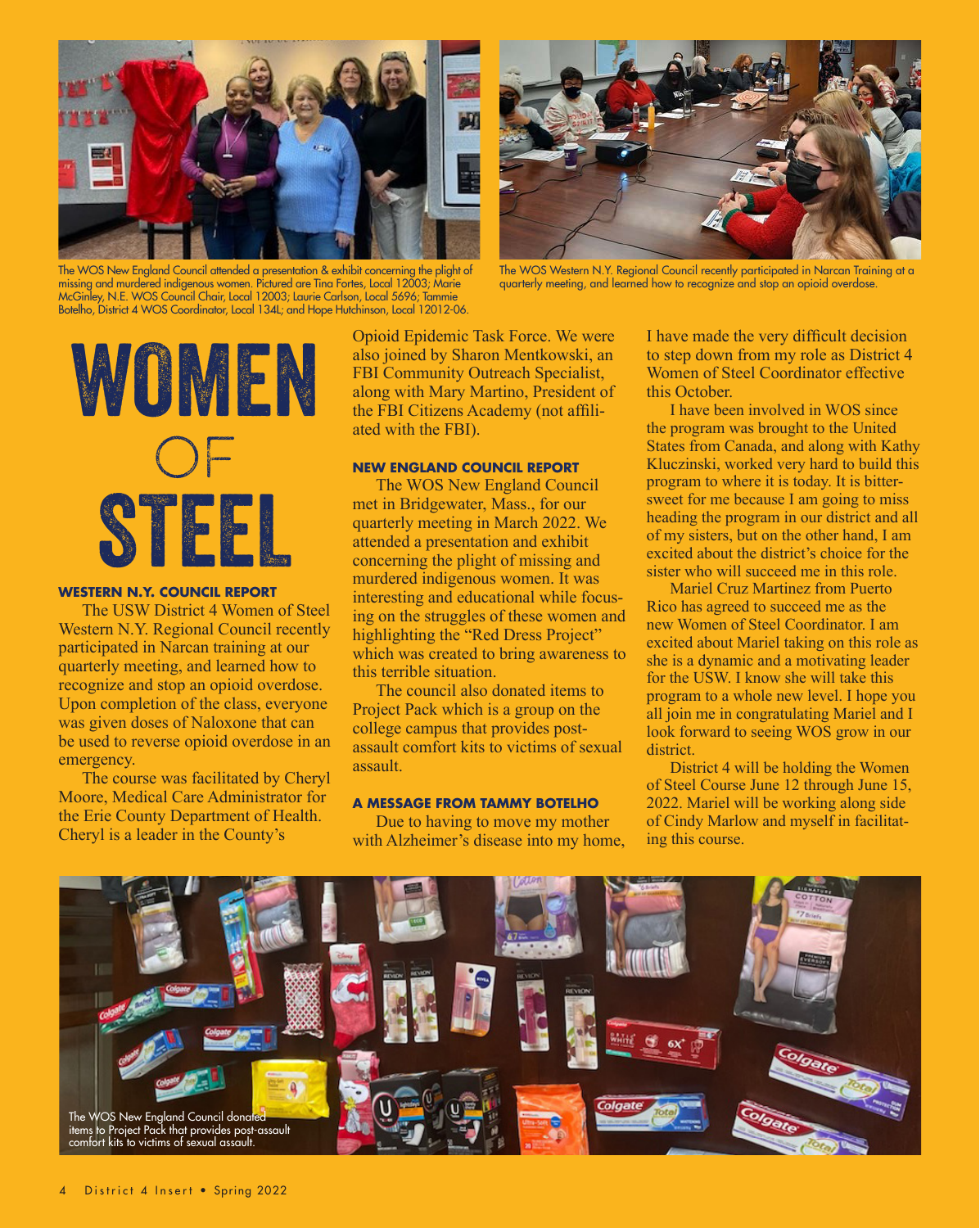The WOS New England Council attended a presentation & exhibit concerning the plight of missing and murdered indigenous women. Pictured are Tina Fortes, Local 12003; Marie McGinley, N.E. WOS Council Chair, Local 12003; Laurie Carlson, Local 5696; Tammie Botelho, District 4 WOS Coordinator, Local 134L; and Hope Hutchinson, Local 12012-06.

The WOS Western N.Y. Regional Council recently participated in Narcan Training at a quarterly meeting, and learned how to recognize and stop an opioid overdose.

# WOMEN OF STEEL

### WESTERN N.Y. COUNCIL REPORT

The USW District 4 Women of Steel Western N.Y. Regional Council recently participated in Narcan training at our quarterly meeting, and learned how to recognize and stop an opioid overdose. Upon completion of the class, everyone was given doses of Naloxone that can be used to reverse opioid overdose in an emergency.

The course was facilitated by Cheryl Moore, Medical Care Administrator for the Erie County Department of Health. Cheryl is a leader in the County's Opioid Epidemic Task Force. We were also joined by Sharon Mentkowski, an FBI Community Outreach Specialist, along with Mary Martino, President of the FBI Citizens Academy (not affiliated with the FBI).

### NEW ENGLAND COUNCIL REPORT

The WOS New England Council met in Bridgewater, Mass., for our quarterly meeting in March 2022. We attended a presentation and exhibit concerning the plight of missing and murdered indigenous women. It was interesting and educational while focusing on the struggles of these women and highlighting the "Red Dress Project" which was created to bring awareness to this terrible situation.

The council also donated items to Project Pack which is a group on the college campus that provides post-assault comfort kits to victims of sexual assault.

### A MESSAGE FROM TAMMY BOTELHO

Due to having to move my mother with Alzheimer's disease into my home, I have made the very difficult decision to step down from my role as District 4 Women of Steel Coordinator effective this October.

I have been involved in WOS since the program was brought to the United States from Canada, and along with Kathy Kluczinski, worked very hard to build this program to where it is today. It is bittersweet for me because I am going to miss heading the program in our district and all of my sisters, but on the other hand, I am excited about the district's choice for the sister who will succeed me in this role.

Mariel Cruz Martinez from Puerto Rico has agreed to succeed me as the new Women of Steel Coordinator. I am excited about Mariel taking on this role as she is a dynamic and a motivating leader for the USW. I know she will take this program to a whole new level. I hope you all join me in congratulating Mariel and I look forward to seeing WOS grow in our district.

District 4 will be holding the Women of Steel Course June 12 through June 15, 2022. Mariel will be working along side of Cindy Marlow and myself in facilitating this course.

The WOS New England Council donated items to Project Pack that provides post-assault comfort kits to victims of sexual assault.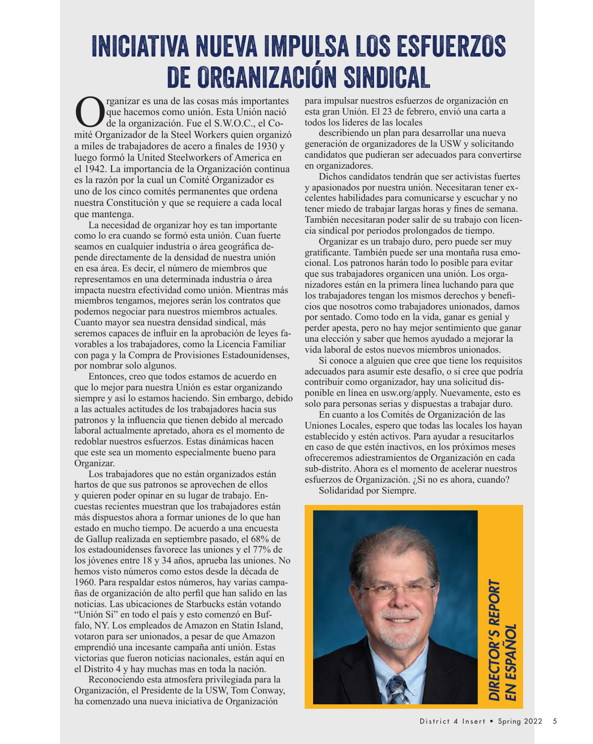# INICIATIVA NUEVA IMPULSA LOS ESFUERZOS DE ORGANIZACIÓN SINDICAL

Organizar es una de las cosas más importantes que hacemos como unión. Esta Unión nació de la organización. Fue el S.W.O.C., el Comité Organizador de la Steel Workers quien organizó a miles de trabajadores de acero a finales de 1930 y luego formó la United Steelworkers of America en el 1942. La importancia de la Organización continua es la razón por la cual un Comité Organizador es uno de los cinco comités permanentes que ordena nuestra Constitución y que se requiere a cada local que mantenga.

La necesidad de organizar hoy es tan importante como lo era cuando se formó esta unión. Cuan fuerte seamos en cualquier industria o área geográfica depende directamente de la densidad de nuestra unión en esa área. Es decir, el número de miembros que representamos en una determinada industria o área impacta nuestra efectividad como unión. Mientras más miembros tengamos, mejores serán los contratos que podemos negociar para nuestros miembros actuales. Cuanto mayor sea nuestra densidad sindical, más seremos capaces de influir en la aprobación de leyes favorables a los trabajadores, como la Licencia Familiar con paga y la Compra de Provisiones Estadounidenses, por nombrar solo algunos.

Entonces, creo que todos estamos de acuerdo en que lo mejor para nuestra Unión es estar organizando siempre y así lo estamos haciendo. Sin embargo, debido a las actuales actitudes de los trabajadores hacia sus patronos y la influencia que tienen debido al mercado laboral actualmente apretado, ahora es el momento de redoblar nuestros esfuerzos. Estas dinámicas hacen que este sea un momento especialmente bueno para Organizar.

Los trabajadores que no están organizados están hartos de que sus patronos se aprovechen de ellos y quieren poder opinar en su lugar de trabajo. Encuestas recientes muestran que los trabajadores están más dispuestos ahora a formar uniones de lo que han estado en mucho tiempo. De acuerdo a una encuesta de Gallup realizada en septiembre pasado, el 68% de los estadounidenses favorece las uniones y el 77% de los jóvenes entre 18 y 34 años, aprueba las uniones. No hemos visto números como estos desde la década de 1960. Para respaldar estos números, hay varias campañas de organización de alto perfil que han salido en las noticias. Las ubicaciones de Starbucks están votando "Unión Si" en todo el país y esto comenzó en Buffalo, NY. Los empleados de Amazon en Statin Island, votaron para ser unionados, a pesar de que Amazon emprendió una incesante campaña anti unión. Estas victorias que fueron noticias nacionales, están aquí en el Distrito 4 y hay muchas mas en toda la nación.

Reconociendo esta atmosfera privilegiada para la Organización, el Presidente de la USW, Tom Conway, ha comenzado una nueva iniciativa de Organización para impulsar nuestros esfuerzos de organización en esta gran Unión. El 23 de febrero, envió una carta a todos los lideres de las locales

describiendo un plan para desarrollar una nueva generación de organizadores de la USW y solicitando candidatos que pudieran ser adecuados para convertirse en organizadores.

Dichos candidatos tendrán que ser activistas fuertes y apasionados por nuestra unión. Necesitaran tener excelentes habilidades para comunicarse y escuchar y no tener miedo de trabajar largas horas y fines de semana. También necesitaran poder salir de su trabajo con licencia sindical por periodos prolongados de tiempo.

Organizar es un trabajo duro, pero puede ser muy gratificante. También puede ser una montaña rusa emocional. Los patronos harán todo lo posible para evitar que sus trabajadores organicen una unión. Los organizadores están en la primera línea luchando para que los trabajadores tengan los mismos derechos y beneficios que nosotros como trabajadores unionados, damos por sentado. Como todo en la vida, ganar es genial y perder apesta, pero no hay mejor sentimiento que ganar una elección y saber que hemos ayudado a mejorar la vida laboral de estos nuevos miembros unionados.

Si conoce a alguien que cree que tiene los requisitos adecuados para asumir este desafío, o si cree que podría contribuir como organizador, hay una solicitud disponible en línea en usw.org/apply. Nuevamente, esto es solo para personas serias y dispuestas a trabajar duro.

En cuanto a los Comités de Organización de las Uniones Locales, espero que todas las locales los hayan establecido y estén activos. Para ayudar a resucitarlos en caso de que estén inactivos, en los próximos meses ofreceremos adiestramientos de Organización en cada sub-distrito. Ahora es el momento de acelerar nuestros esfuerzos de Organización. ¿Si no es ahora, cuando?

Solidaridad por Siempre.

*DIRECTOR'S REPORT EN ESPAÑOL*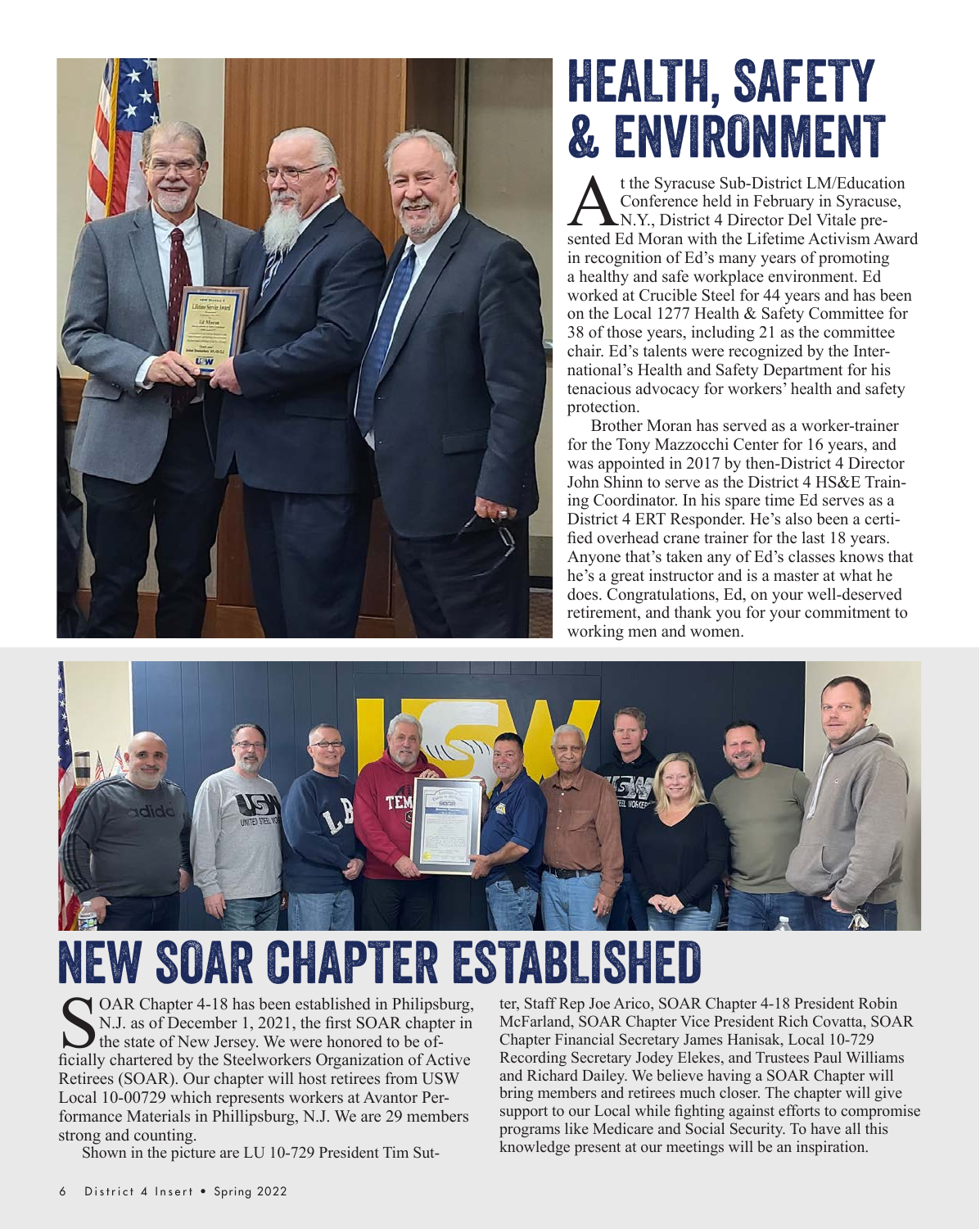# HEALTH, SAFETY & ENVIRONMENT

At the Syracuse Sub-District LM/Education Conference held in February in Syracuse, N.Y., District 4 Director Del Vitale presented Ed Moran with the Lifetime Activism Award in recognition of Ed's many years of promoting a healthy and safe workplace environment. Ed worked at Crucible Steel for 44 years and has been on the Local 1277 Health & Safety Committee for 38 of those years, including 21 as the committee chair. Ed's talents were recognized by the International's Health and Safety Department for his tenacious advocacy for workers' health and safety protection.

Brother Moran has served as a worker-trainer for the Tony Mazzocchi Center for 16 years, and was appointed in 2017 by then-District 4 Director John Shinn to serve as the District 4 HS&E Training Coordinator. In his spare time Ed serves as a District 4 ERT Responder. He's also been a certified overhead crane trainer for the last 18 years. Anyone that's taken any of Ed's classes knows that he's a great instructor and is a master at what he does. Congratulations, Ed, on your well-deserved retirement, and thank you for your commitment to working men and women.

# NEW SOAR CHAPTER ESTABLISHED

SOAR Chapter 4-18 has been established in Philipsburg, N.J. as of December 1, 2021, the first SOAR chapter in the state of New Jersey. We were honored to be officially chartered by the Steelworkers Organization of Active Retirees (SOAR). Our chapter will host retirees from USW Local 10-00729 which represents workers at Avantor Performance Materials in Phillipsburg, N.J. We are 29 members strong and counting.

Shown in the picture are LU 10-729 President Tim Sutter, Staff Rep Joe Arico, SOAR Chapter 4-18 President Robin McFarland, SOAR Chapter Vice President Rich Covatta, SOAR Chapter Financial Secretary James Hanisak, Local 10-729 Recording Secretary Jodey Elekes, and Trustees Paul Williams and Richard Dailey. We believe having a SOAR Chapter will bring members and retirees much closer. The chapter will give support to our Local while fighting against efforts to compromise programs like Medicare and Social Security. To have all this knowledge present at our meetings will be an inspiration.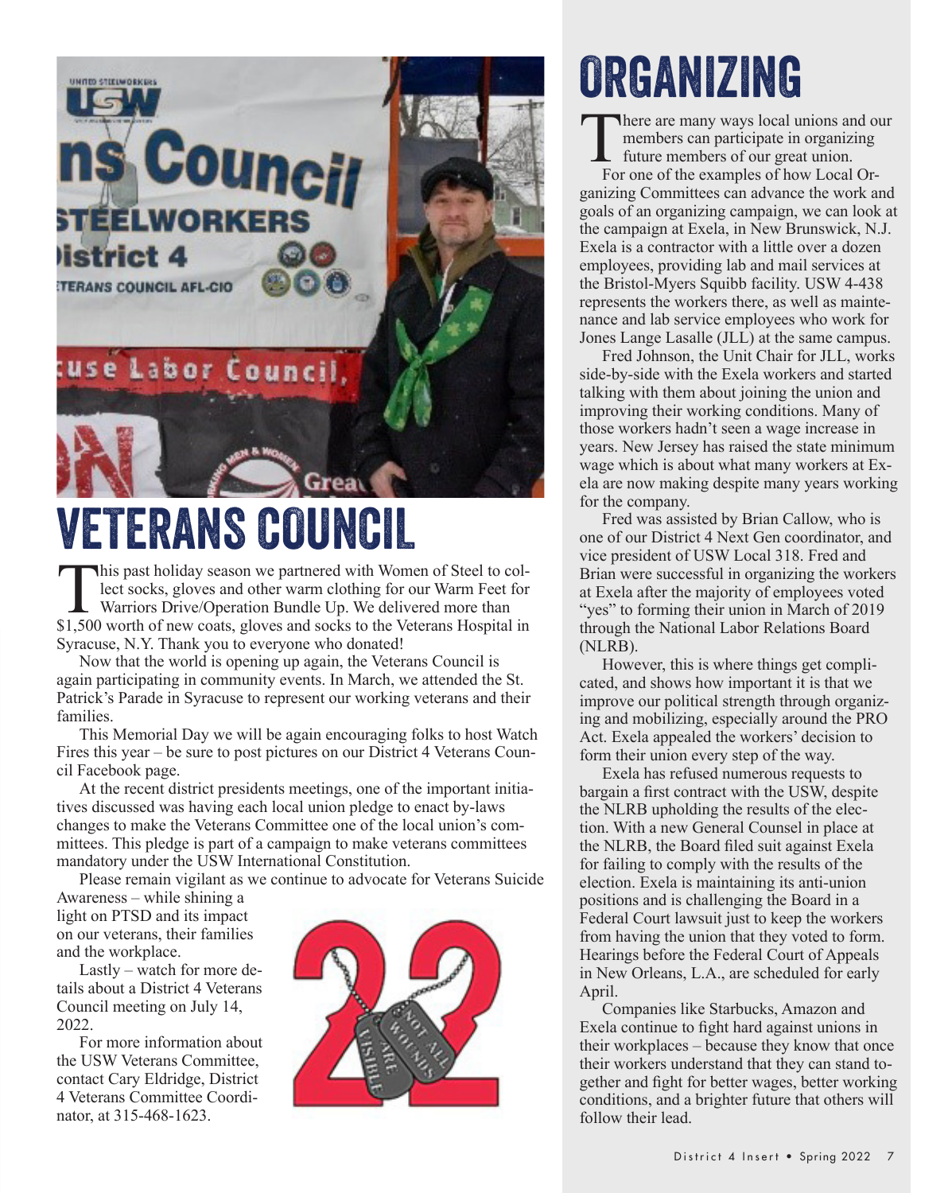# VETERANS COUNCIL

This past holiday season we partnered with Women of Steel to collect socks, gloves and other warm clothing for our Warm Feet for Warriors Drive/Operation Bundle Up. We delivered more than $1,500 worth of new coats, gloves and socks to the Veterans Hospital in Syracuse, N.Y. Thank you to everyone who donated!

Now that the world is opening up again, the Veterans Council is again participating in community events. In March, we attended the St. Patrick's Parade in Syracuse to represent our working veterans and their families.

This Memorial Day we will be again encouraging folks to host Watch Fires this year – be sure to post pictures on our District 4 Veterans Council Facebook page.

At the recent district presidents meetings, one of the important initiatives discussed was having each local union pledge to enact by-laws changes to make the Veterans Committee one of the local union's committees. This pledge is part of a campaign to make veterans committees mandatory under the USW International Constitution.

Please remain vigilant as we continue to advocate for Veterans Suicide Awareness – while shining a light on PTSD and its impact on our veterans, their families and the workplace.

Lastly – watch for more details about a District 4 Veterans Council meeting on July 14, 2022.

For more information about the USW Veterans Committee, contact Cary Eldridge, District 4 Veterans Committee Coordinator, at 315-468-1623.

# ORGANIZING

There are many ways local unions and our members can participate in organizing future members of our great union.

For one of the examples of how Local Organizing Committees can advance the work and goals of an organizing campaign, we can look at the campaign at Exela, in New Brunswick, N.J. Exela is a contractor with a little over a dozen employees, providing lab and mail services at the Bristol-Myers Squibb facility. USW 4-438 represents the workers there, as well as maintenance and lab service employees who work for Jones Lange Lasalle (JLL) at the same campus.

Fred Johnson, the Unit Chair for JLL, works side-by-side with the Exela workers and started talking with them about joining the union and improving their working conditions. Many of those workers hadn't seen a wage increase in years. New Jersey has raised the state minimum wage which is about what many workers at Exela are now making despite many years working for the company.

Fred was assisted by Brian Callow, who is one of our District 4 Next Gen coordinator, and vice president of USW Local 318. Fred and Brian were successful in organizing the workers at Exela after the majority of employees voted "yes" to forming their union in March of 2019 through the National Labor Relations Board (NLRB).

However, this is where things get complicated, and shows how important it is that we improve our political strength through organizing and mobilizing, especially around the PRO Act. Exela appealed the workers' decision to form their union every step of the way.

Exela has refused numerous requests to bargain a first contract with the USW, despite the NLRB upholding the results of the election. With a new General Counsel in place at the NLRB, the Board filed suit against Exela for failing to comply with the results of the election. Exela is maintaining its anti-union positions and is challenging the Board in a Federal Court lawsuit just to keep the workers from having the union that they voted to form. Hearings before the Federal Court of Appeals in New Orleans, L.A., are scheduled for early April.

Companies like Starbucks, Amazon and Exela continue to fight hard against unions in their workplaces – because they know that once their workers understand that they can stand together and fight for better wages, better working conditions, and a brighter future that others will follow their lead.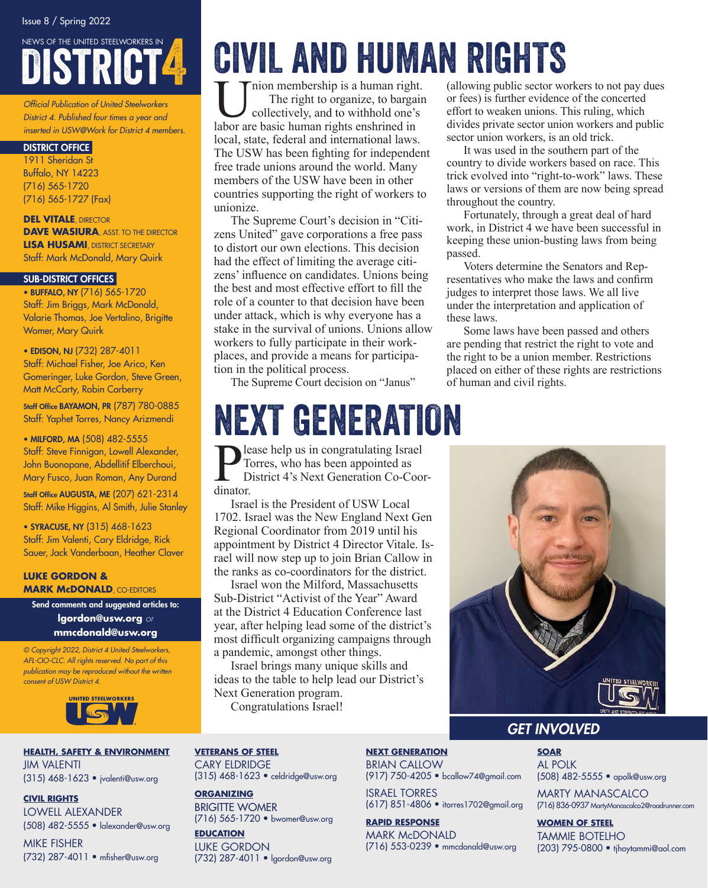Issue 8 / Spring 2022

NEWS OF THE UNITED STEELWORKERS IN

# DISTRICT 4

*Official Publication of United Steelworkers District 4. Published four times a year and inserted in USW@Work for District 4 members.*

**DISTRICT OFFICE**
1911 Sheridan St
Buffalo, NY 14223
(716) 565-1720
(716) 565-1727 (Fax)

**DEL VITALE**, DIRECTOR
**DAVE WASIURA**, ASST. TO THE DIRECTOR
**LISA HUSAMI**, DISTRICT SECRETARY
Staff: Mark McDonald, Mary Quirk

**SUB-DISTRICT OFFICES**

• **BUFFALO, NY** (716) 565-1720
Staff: Jim Briggs, Mark McDonald, Valarie Thomas, Joe Vertalino, Brigitte Womer, Mary Quirk

• **EDISON, NJ** (732) 287-4011
Staff: Michael Fisher, Joe Arico, Ken Gomeringer, Luke Gordon, Steve Green, Matt McCarty, Robin Carberry

**Staff Office BAYAMON, PR** (787) 780-0885
Staff: Yaphet Torres, Nancy Arizmendi

• **MILFORD, MA** (508) 482-5555
Staff: Steve Finnigan, Lowell Alexander, John Buonopane, Abdellitif Elberchoui, Mary Fusco, Juan Roman, Any Durand

**Staff Office AUGUSTA, ME** (207) 621-2314
Staff: Mike Higgins, Al Smith, Julie Stanley

• **SYRACUSE, NY** (315) 468-1623
Staff: Jim Valenti, Cary Eldridge, Rick Sauer, Jack Vanderbaan, Heather Claver

**LUKE GORDON & MARK McDONALD**, CO-EDITORS

**Send comments and suggested articles to:**
**lgordon@usw.org** *or*
**mmcdonald@usw.org**

*© Copyright 2022, District 4 United Steelworkers, AFL-CIO-CLC. All rights reserved. No part of this publication may be reproduced without the written consent of USW District 4.*

# CIVIL AND HUMAN RIGHTS

Union membership is a human right. The right to organize, to bargain collectively, and to withhold one's labor are basic human rights enshrined in local, state, federal and international laws. The USW has been fighting for independent free trade unions around the world. Many members of the USW have been in other countries supporting the right of workers to unionize.

The Supreme Court's decision in "Citizens United" gave corporations a free pass to distort our own elections. This decision had the effect of limiting the average citizens' influence on candidates. Unions being the best and most effective effort to fill the role of a counter to that decision have been under attack, which is why everyone has a stake in the survival of unions. Unions allow workers to fully participate in their workplaces, and provide a means for participation in the political process.

The Supreme Court decision on "Janus" (allowing public sector workers to not pay dues or fees) is further evidence of the concerted effort to weaken unions. This ruling, which divides private sector union workers and public sector union workers, is an old trick.

It was used in the southern part of the country to divide workers based on race. This trick evolved into "right-to-work" laws. These laws or versions of them are now being spread throughout the country.

Fortunately, through a great deal of hard work, in District 4 we have been successful in keeping these union-busting laws from being passed.

Voters determine the Senators and Representatives who make the laws and confirm judges to interpret those laws. We all live under the interpretation and application of these laws.

Some laws have been passed and others are pending that restrict the right to vote and the right to be a union member. Restrictions placed on either of these rights are restrictions of human and civil rights.

# NEXT GENERATION

Please help us in congratulating Israel Torres, who has been appointed as District 4's Next Generation Co-Coordinator.

Israel is the President of USW Local 1702. Israel was the New England Next Gen Regional Coordinator from 2019 until his appointment by District 4 Director Vitale. Israel will now step up to join Brian Callow in the ranks as co-coordinators for the district.

Israel won the Milford, Massachusetts Sub-District "Activist of the Year" Award at the District 4 Education Conference last year, after helping lead some of the district's most difficult organizing campaigns through a pandemic, amongst other things.

Israel brings many unique skills and ideas to the table to help lead our District's Next Generation program.

Congratulations Israel!

## GET INVOLVED

**HEALTH, SAFETY & ENVIRONMENT**
JIM VALENTI
(315) 468-1623 • jvalenti@usw.org

**CIVIL RIGHTS**
LOWELL ALEXANDER
(508) 482-5555 • lalexander@usw.org

MIKE FISHER
(732) 287-4011 • mfisher@usw.org

**VETERANS OF STEEL**
CARY ELDRIDGE
(315) 468-1623 • celdridge@usw.org

**ORGANIZING**
BRIGITTE WOMER
(716) 565-1720 • bwomer@usw.org

**EDUCATION**
LUKE GORDON
(732) 287-4011 • lgordon@usw.org

**NEXT GENERATION**
BRIAN CALLOW
(917) 750-4205 • bcallow74@gmail.com

ISRAEL TORRES
(617) 851-4806 • itorres1702@gmail.org

**RAPID RESPONSE**
MARK McDONALD
(716) 553-0239 • mmcdonald@usw.org

**SOAR**
AL POLK
(508) 482-5555 • apolk@usw.org

MARTY MANASCALCO
(716) 836-0937 MartyManascalco2@roadrunner.com

**WOMEN OF STEEL**
TAMMIE BOTELHO
(203) 795-0800 • tjhoytammi@aol.com